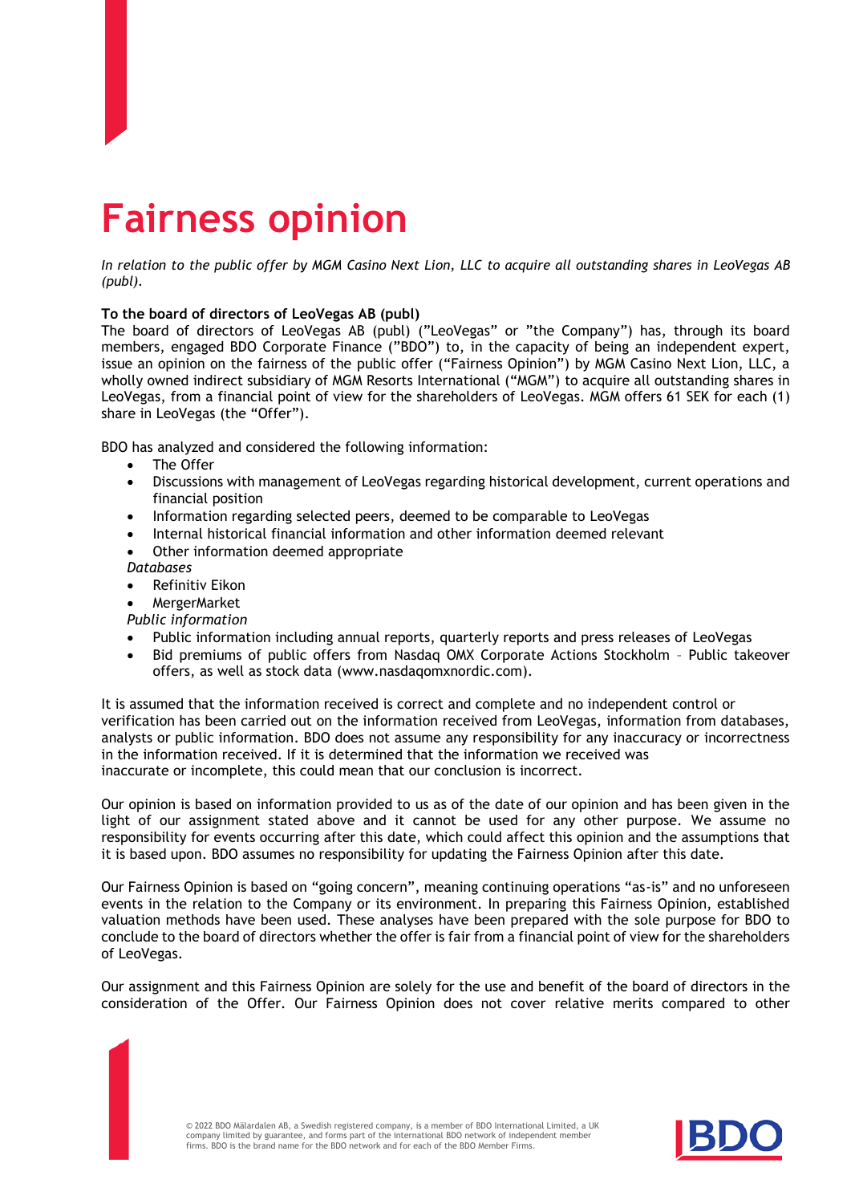# Fairness opinion

*In relation to the public offer by MGM Casino Next Lion, LLC to acquire all outstanding shares in LeoVegas AB (publ).*

**To the board of directors of LeoVegas AB (publ)**

The board of directors of LeoVegas AB (publ) (”LeoVegas” or ”the Company”) has, through its board members, engaged BDO Corporate Finance (”BDO”) to, in the capacity of being an independent expert, issue an opinion on the fairness of the public offer (“Fairness Opinion”) by MGM Casino Next Lion, LLC, a wholly owned indirect subsidiary of MGM Resorts International (“MGM”) to acquire all outstanding shares in LeoVegas, from a financial point of view for the shareholders of LeoVegas. MGM offers 61 SEK for each (1) share in LeoVegas (the “Offer”).

BDO has analyzed and considered the following information:

- The Offer
- Discussions with management of LeoVegas regarding historical development, current operations and financial position
- Information regarding selected peers, deemed to be comparable to LeoVegas
- Internal historical financial information and other information deemed relevant
- Other information deemed appropriate

*Databases*

- Refinitiv Eikon
- MergerMarket

*Public information*

- Public information including annual reports, quarterly reports and press releases of LeoVegas
- Bid premiums of public offers from Nasdaq OMX Corporate Actions Stockholm – Public takeover offers, as well as stock data (www.nasdaqomxnordic.com).

It is assumed that the information received is correct and complete and no independent control or verification has been carried out on the information received from LeoVegas, information from databases, analysts or public information. BDO does not assume any responsibility for any inaccuracy or incorrectness in the information received. If it is determined that the information we received was inaccurate or incomplete, this could mean that our conclusion is incorrect.

Our opinion is based on information provided to us as of the date of our opinion and has been given in the light of our assignment stated above and it cannot be used for any other purpose. We assume no responsibility for events occurring after this date, which could affect this opinion and the assumptions that it is based upon. BDO assumes no responsibility for updating the Fairness Opinion after this date.

Our Fairness Opinion is based on “going concern”, meaning continuing operations “as-is” and no unforeseen events in the relation to the Company or its environment. In preparing this Fairness Opinion, established valuation methods have been used. These analyses have been prepared with the sole purpose for BDO to conclude to the board of directors whether the offer is fair from a financial point of view for the shareholders of LeoVegas.

Our assignment and this Fairness Opinion are solely for the use and benefit of the board of directors in the consideration of the Offer. Our Fairness Opinion does not cover relative merits compared to other

© 2022 BDO Mälardalen AB, a Swedish registered company, is a member of BDO International Limited, a UK company limited by guarantee, and forms part of the international BDO network of independent member firms. BDO is the brand name for the BDO network and for each of the BDO Member Firms.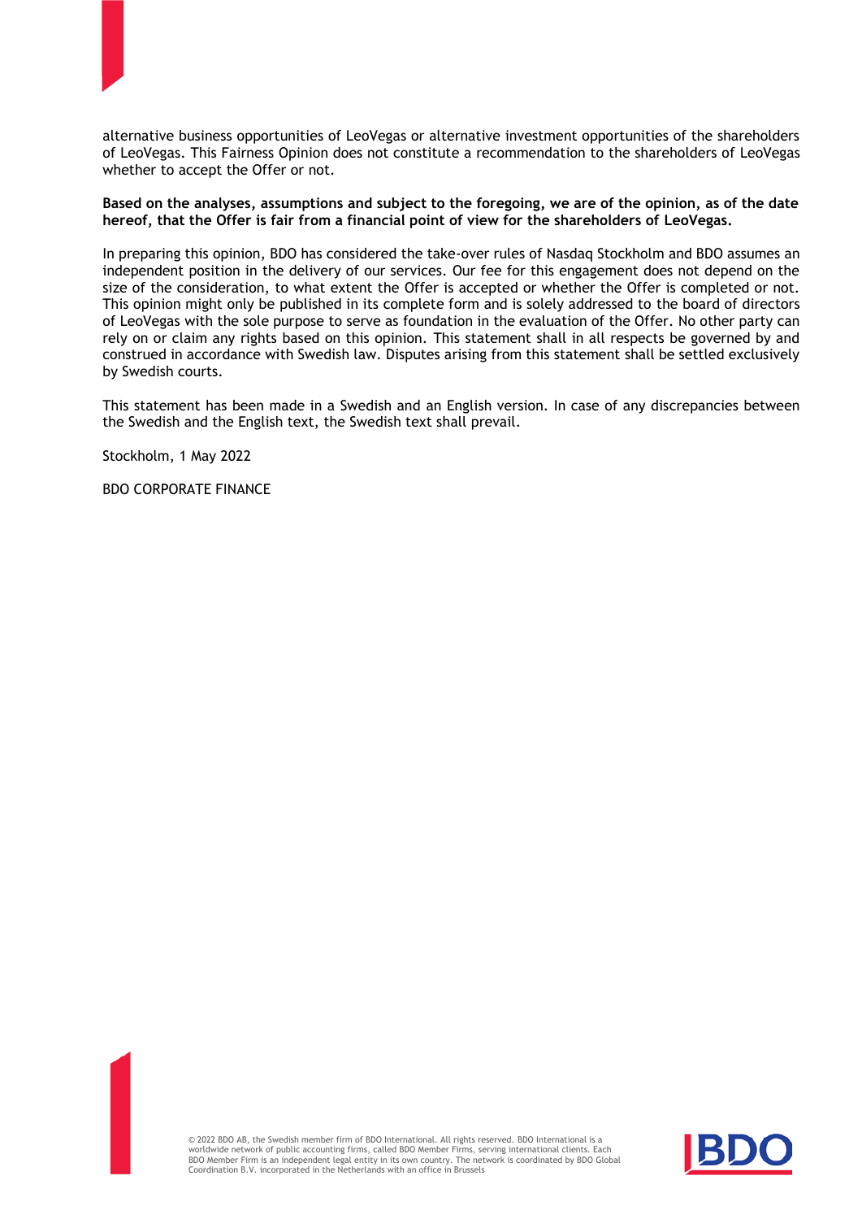alternative business opportunities of LeoVegas or alternative investment opportunities of the shareholders of LeoVegas. This Fairness Opinion does not constitute a recommendation to the shareholders of LeoVegas whether to accept the Offer or not.

**Based on the analyses, assumptions and subject to the foregoing, we are of the opinion, as of the date hereof, that the Offer is fair from a financial point of view for the shareholders of LeoVegas.**

In preparing this opinion, BDO has considered the take-over rules of Nasdaq Stockholm and BDO assumes an independent position in the delivery of our services. Our fee for this engagement does not depend on the size of the consideration, to what extent the Offer is accepted or whether the Offer is completed or not. This opinion might only be published in its complete form and is solely addressed to the board of directors of LeoVegas with the sole purpose to serve as foundation in the evaluation of the Offer. No other party can rely on or claim any rights based on this opinion. This statement shall in all respects be governed by and construed in accordance with Swedish law. Disputes arising from this statement shall be settled exclusively by Swedish courts.

This statement has been made in a Swedish and an English version. In case of any discrepancies between the Swedish and the English text, the Swedish text shall prevail.

Stockholm, 1 May 2022

BDO CORPORATE FINANCE

© 2022 BDO AB, the Swedish member firm of BDO International. All rights reserved. BDO International is a worldwide network of public accounting firms, called BDO Member Firms, serving international clients. Each BDO Member Firm is an independent legal entity in its own country. The network is coordinated by BDO Global Coordination B.V. incorporated in the Netherlands with an office in Brussels